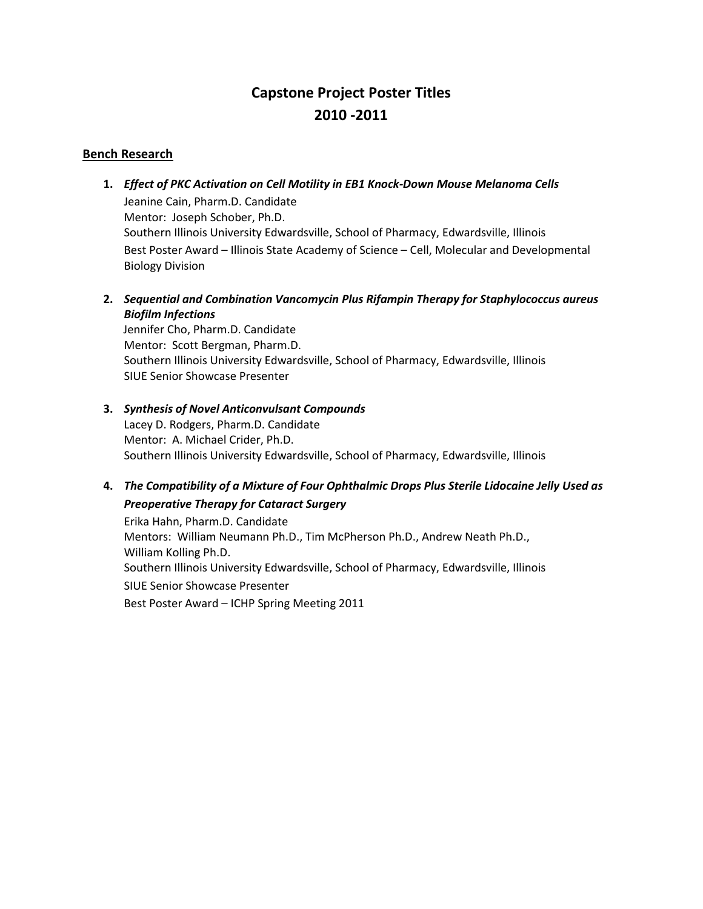# Capstone Project Poster Titles
## 2010 -2011

### Bench Research

1. ***Effect of PKC Activation on Cell Motility in EB1 Knock-Down Mouse Melanoma Cells***
   Jeanine Cain, Pharm.D. Candidate
   Mentor: Joseph Schober, Ph.D.
   Southern Illinois University Edwardsville, School of Pharmacy, Edwardsville, Illinois
   Best Poster Award – Illinois State Academy of Science – Cell, Molecular and Developmental Biology Division

2. ***Sequential and Combination Vancomycin Plus Rifampin Therapy for Staphylococcus aureus Biofilm Infections***
   Jennifer Cho, Pharm.D. Candidate
   Mentor: Scott Bergman, Pharm.D.
   Southern Illinois University Edwardsville, School of Pharmacy, Edwardsville, Illinois
   SIUE Senior Showcase Presenter

3. ***Synthesis of Novel Anticonvulsant Compounds***
   Lacey D. Rodgers, Pharm.D. Candidate
   Mentor: A. Michael Crider, Ph.D.
   Southern Illinois University Edwardsville, School of Pharmacy, Edwardsville, Illinois

4. ***The Compatibility of a Mixture of Four Ophthalmic Drops Plus Sterile Lidocaine Jelly Used as Preoperative Therapy for Cataract Surgery***
   Erika Hahn, Pharm.D. Candidate
   Mentors: William Neumann Ph.D., Tim McPherson Ph.D., Andrew Neath Ph.D., William Kolling Ph.D.
   Southern Illinois University Edwardsville, School of Pharmacy, Edwardsville, Illinois
   SIUE Senior Showcase Presenter
   Best Poster Award – ICHP Spring Meeting 2011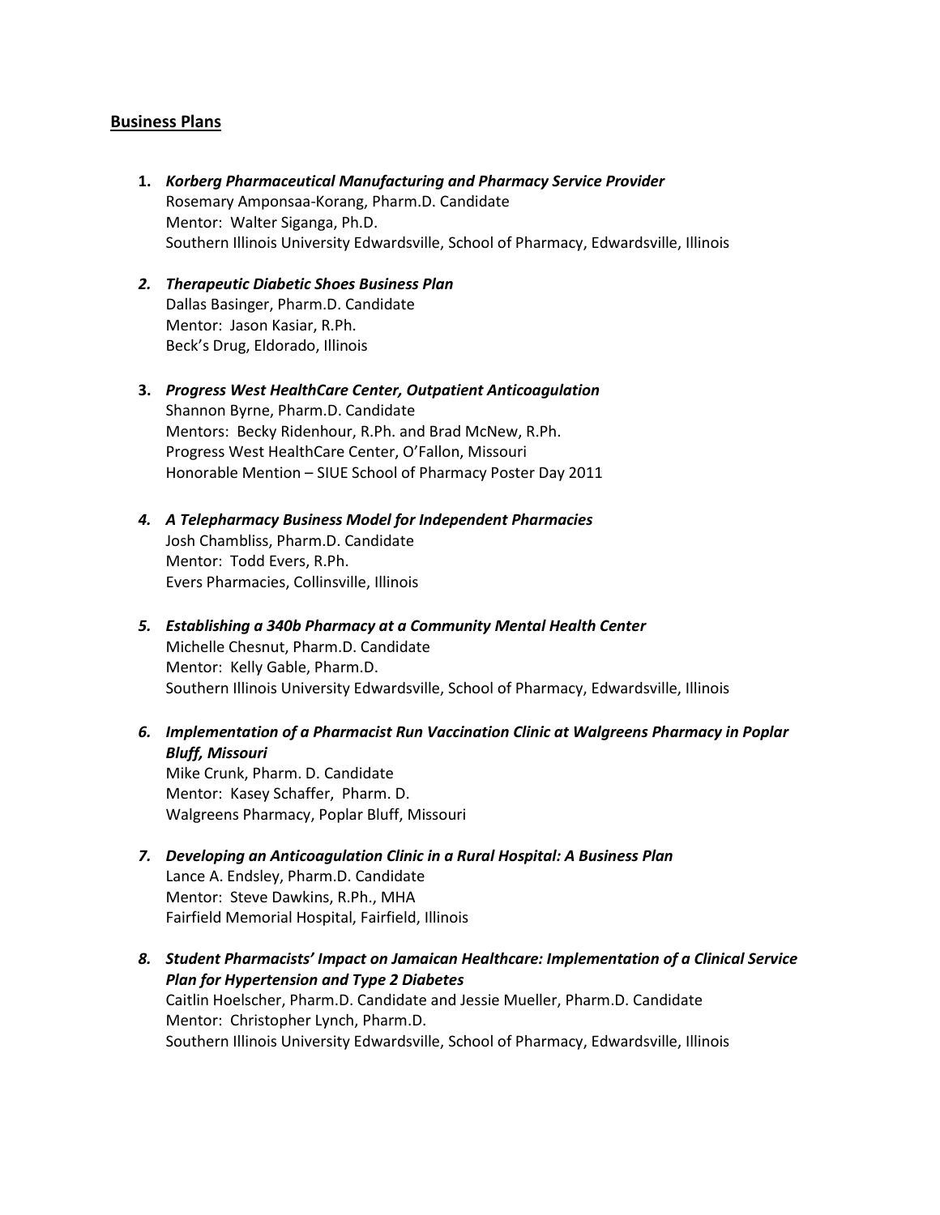## Business Plans

1. ***Korberg Pharmaceutical Manufacturing and Pharmacy Service Provider***
   Rosemary Amponsaa-Korang, Pharm.D. Candidate
   Mentor: Walter Siganga, Ph.D.
   Southern Illinois University Edwardsville, School of Pharmacy, Edwardsville, Illinois

2. ***Therapeutic Diabetic Shoes Business Plan***
   Dallas Basinger, Pharm.D. Candidate
   Mentor: Jason Kasiar, R.Ph.
   Beck's Drug, Eldorado, Illinois

3. ***Progress West HealthCare Center, Outpatient Anticoagulation***
   Shannon Byrne, Pharm.D. Candidate
   Mentors: Becky Ridenhour, R.Ph. and Brad McNew, R.Ph.
   Progress West HealthCare Center, O'Fallon, Missouri
   Honorable Mention – SIUE School of Pharmacy Poster Day 2011

4. ***A Telepharmacy Business Model for Independent Pharmacies***
   Josh Chambliss, Pharm.D. Candidate
   Mentor: Todd Evers, R.Ph.
   Evers Pharmacies, Collinsville, Illinois

5. ***Establishing a 340b Pharmacy at a Community Mental Health Center***
   Michelle Chesnut, Pharm.D. Candidate
   Mentor: Kelly Gable, Pharm.D.
   Southern Illinois University Edwardsville, School of Pharmacy, Edwardsville, Illinois

6. ***Implementation of a Pharmacist Run Vaccination Clinic at Walgreens Pharmacy in Poplar Bluff, Missouri***
   Mike Crunk, Pharm. D. Candidate
   Mentor: Kasey Schaffer, Pharm. D.
   Walgreens Pharmacy, Poplar Bluff, Missouri

7. ***Developing an Anticoagulation Clinic in a Rural Hospital: A Business Plan***
   Lance A. Endsley, Pharm.D. Candidate
   Mentor: Steve Dawkins, R.Ph., MHA
   Fairfield Memorial Hospital, Fairfield, Illinois

8. ***Student Pharmacists' Impact on Jamaican Healthcare: Implementation of a Clinical Service Plan for Hypertension and Type 2 Diabetes***
   Caitlin Hoelscher, Pharm.D. Candidate and Jessie Mueller, Pharm.D. Candidate
   Mentor: Christopher Lynch, Pharm.D.
   Southern Illinois University Edwardsville, School of Pharmacy, Edwardsville, Illinois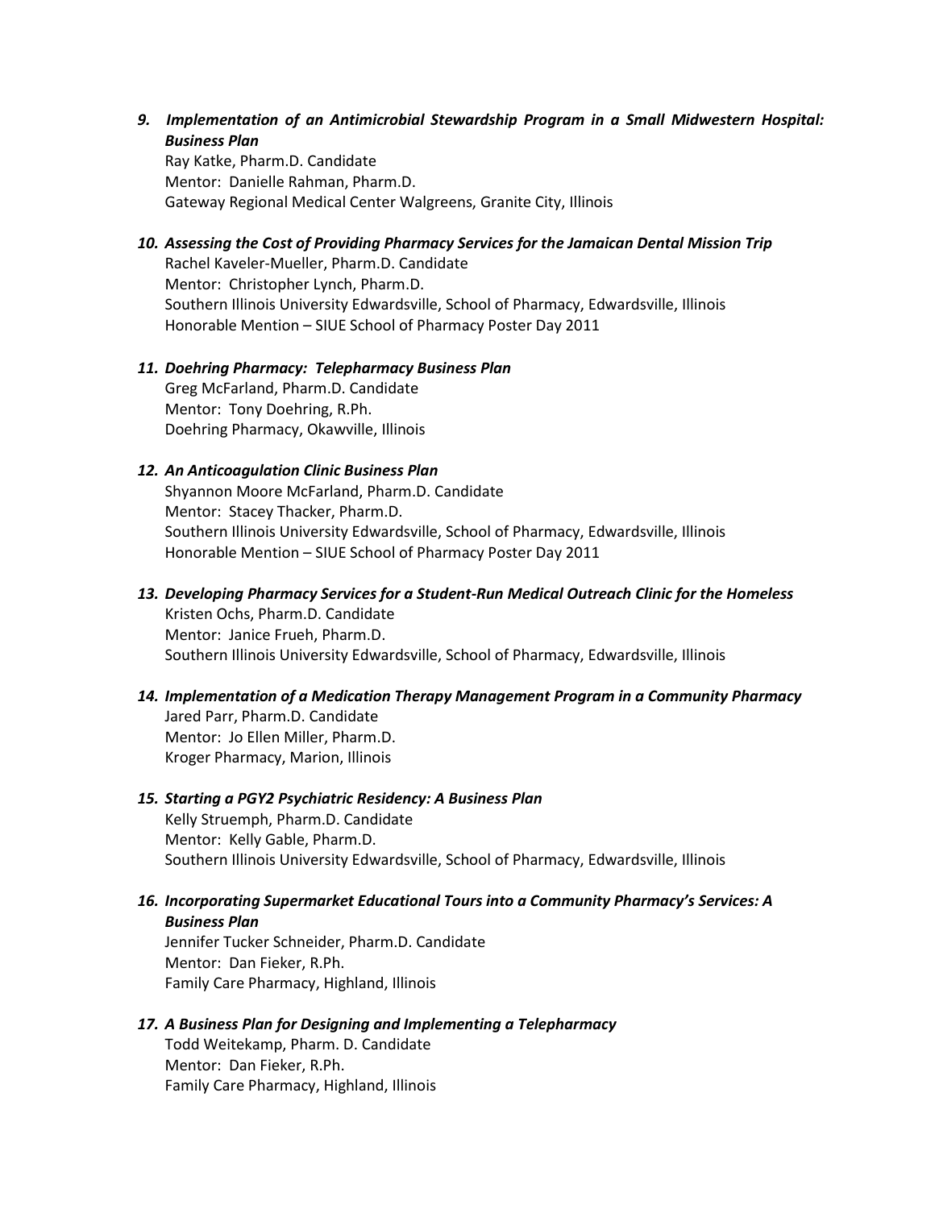9. ***Implementation of an Antimicrobial Stewardship Program in a Small Midwestern Hospital: Business Plan***
   Ray Katke, Pharm.D. Candidate
   Mentor: Danielle Rahman, Pharm.D.
   Gateway Regional Medical Center Walgreens, Granite City, Illinois

10. ***Assessing the Cost of Providing Pharmacy Services for the Jamaican Dental Mission Trip***
    Rachel Kaveler-Mueller, Pharm.D. Candidate
    Mentor: Christopher Lynch, Pharm.D.
    Southern Illinois University Edwardsville, School of Pharmacy, Edwardsville, Illinois
    Honorable Mention – SIUE School of Pharmacy Poster Day 2011

11. ***Doehring Pharmacy: Telepharmacy Business Plan***
    Greg McFarland, Pharm.D. Candidate
    Mentor: Tony Doehring, R.Ph.
    Doehring Pharmacy, Okawville, Illinois

12. ***An Anticoagulation Clinic Business Plan***
    Shyannon Moore McFarland, Pharm.D. Candidate
    Mentor: Stacey Thacker, Pharm.D.
    Southern Illinois University Edwardsville, School of Pharmacy, Edwardsville, Illinois
    Honorable Mention – SIUE School of Pharmacy Poster Day 2011

13. ***Developing Pharmacy Services for a Student-Run Medical Outreach Clinic for the Homeless***
    Kristen Ochs, Pharm.D. Candidate
    Mentor: Janice Frueh, Pharm.D.
    Southern Illinois University Edwardsville, School of Pharmacy, Edwardsville, Illinois

14. ***Implementation of a Medication Therapy Management Program in a Community Pharmacy***
    Jared Parr, Pharm.D. Candidate
    Mentor: Jo Ellen Miller, Pharm.D.
    Kroger Pharmacy, Marion, Illinois

15. ***Starting a PGY2 Psychiatric Residency: A Business Plan***
    Kelly Struemph, Pharm.D. Candidate
    Mentor: Kelly Gable, Pharm.D.
    Southern Illinois University Edwardsville, School of Pharmacy, Edwardsville, Illinois

16. ***Incorporating Supermarket Educational Tours into a Community Pharmacy's Services: A Business Plan***
    Jennifer Tucker Schneider, Pharm.D. Candidate
    Mentor: Dan Fieker, R.Ph.
    Family Care Pharmacy, Highland, Illinois

17. ***A Business Plan for Designing and Implementing a Telepharmacy***
    Todd Weitekamp, Pharm. D. Candidate
    Mentor: Dan Fieker, R.Ph.
    Family Care Pharmacy, Highland, Illinois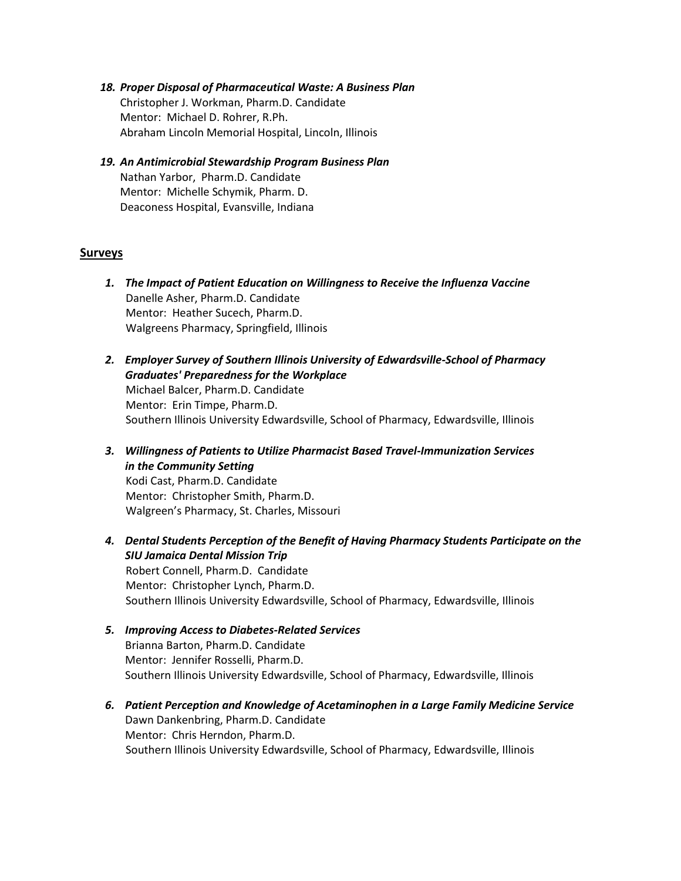18. ***Proper Disposal of Pharmaceutical Waste: A Business Plan***
    Christopher J. Workman, Pharm.D. Candidate
    Mentor: Michael D. Rohrer, R.Ph.
    Abraham Lincoln Memorial Hospital, Lincoln, Illinois

19. ***An Antimicrobial Stewardship Program Business Plan***
    Nathan Yarbor, Pharm.D. Candidate
    Mentor: Michelle Schymik, Pharm. D.
    Deaconess Hospital, Evansville, Indiana

## Surveys

1. ***The Impact of Patient Education on Willingness to Receive the Influenza Vaccine***
   Danelle Asher, Pharm.D. Candidate
   Mentor: Heather Sucech, Pharm.D.
   Walgreens Pharmacy, Springfield, Illinois

2. ***Employer Survey of Southern Illinois University of Edwardsville-School of Pharmacy Graduates' Preparedness for the Workplace***
   Michael Balcer, Pharm.D. Candidate
   Mentor: Erin Timpe, Pharm.D.
   Southern Illinois University Edwardsville, School of Pharmacy, Edwardsville, Illinois

3. ***Willingness of Patients to Utilize Pharmacist Based Travel-Immunization Services in the Community Setting***
   Kodi Cast, Pharm.D. Candidate
   Mentor: Christopher Smith, Pharm.D.
   Walgreen's Pharmacy, St. Charles, Missouri

4. ***Dental Students Perception of the Benefit of Having Pharmacy Students Participate on the SIU Jamaica Dental Mission Trip***
   Robert Connell, Pharm.D. Candidate
   Mentor: Christopher Lynch, Pharm.D.
   Southern Illinois University Edwardsville, School of Pharmacy, Edwardsville, Illinois

5. ***Improving Access to Diabetes-Related Services***
   Brianna Barton, Pharm.D. Candidate
   Mentor: Jennifer Rosselli, Pharm.D.
   Southern Illinois University Edwardsville, School of Pharmacy, Edwardsville, Illinois

6. ***Patient Perception and Knowledge of Acetaminophen in a Large Family Medicine Service***
   Dawn Dankenbring, Pharm.D. Candidate
   Mentor: Chris Herndon, Pharm.D.
   Southern Illinois University Edwardsville, School of Pharmacy, Edwardsville, Illinois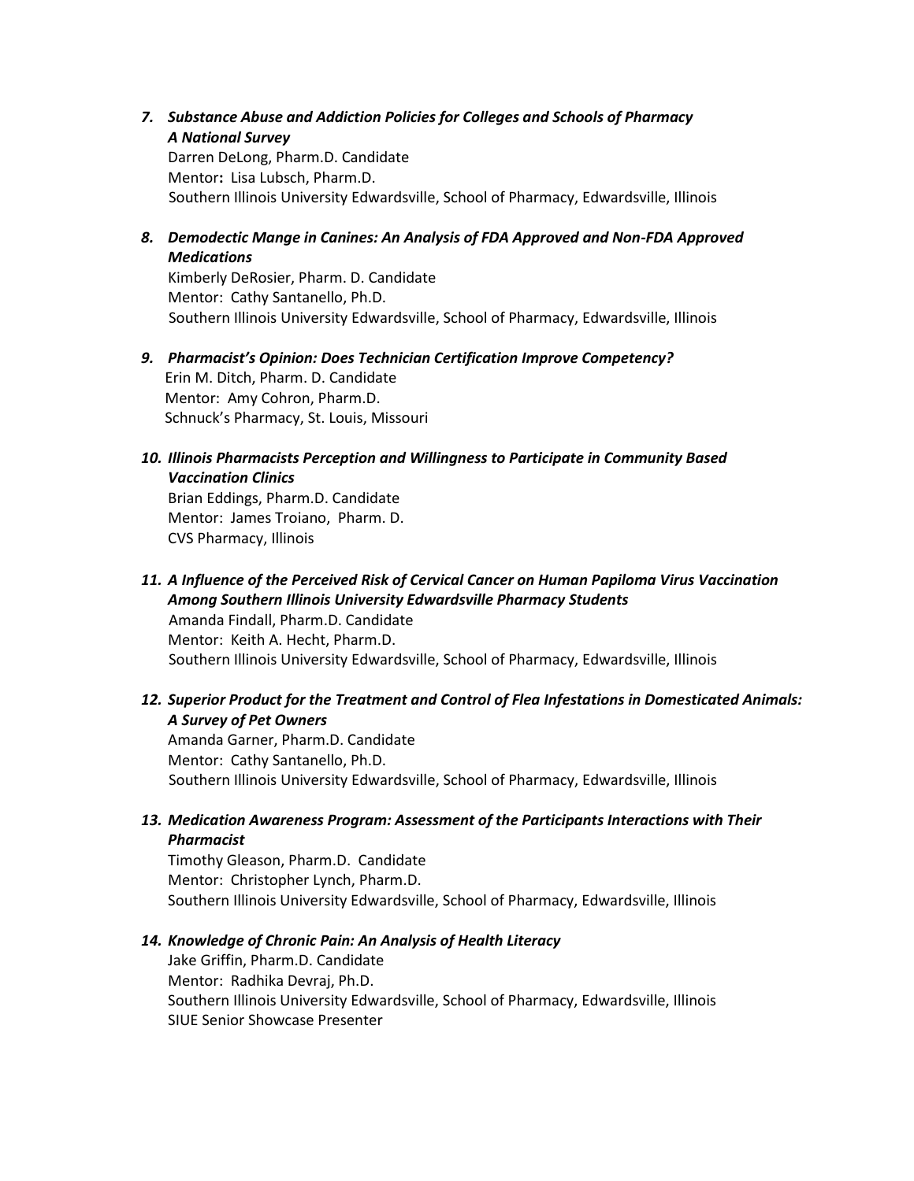7. ***Substance Abuse and Addiction Policies for Colleges and Schools of Pharmacy A National Survey***
   Darren DeLong, Pharm.D. Candidate
   Mentor**:** Lisa Lubsch, Pharm.D.
   Southern Illinois University Edwardsville, School of Pharmacy, Edwardsville, Illinois

8. ***Demodectic Mange in Canines: An Analysis of FDA Approved and Non-FDA Approved Medications***
   Kimberly DeRosier, Pharm. D. Candidate
   Mentor: Cathy Santanello, Ph.D.
   Southern Illinois University Edwardsville, School of Pharmacy, Edwardsville, Illinois

9. ***Pharmacist's Opinion: Does Technician Certification Improve Competency?***
   Erin M. Ditch, Pharm. D. Candidate
   Mentor: Amy Cohron, Pharm.D.
   Schnuck's Pharmacy, St. Louis, Missouri

10. ***Illinois Pharmacists Perception and Willingness to Participate in Community Based Vaccination Clinics***
    Brian Eddings, Pharm.D. Candidate
    Mentor: James Troiano, Pharm. D.
    CVS Pharmacy, Illinois

11. ***A Influence of the Perceived Risk of Cervical Cancer on Human Papiloma Virus Vaccination Among Southern Illinois University Edwardsville Pharmacy Students***
    Amanda Findall, Pharm.D. Candidate
    Mentor: Keith A. Hecht, Pharm.D.
    Southern Illinois University Edwardsville, School of Pharmacy, Edwardsville, Illinois

12. ***Superior Product for the Treatment and Control of Flea Infestations in Domesticated Animals: A Survey of Pet Owners***
    Amanda Garner, Pharm.D. Candidate
    Mentor: Cathy Santanello, Ph.D.
    Southern Illinois University Edwardsville, School of Pharmacy, Edwardsville, Illinois

13. ***Medication Awareness Program: Assessment of the Participants Interactions with Their Pharmacist***
    Timothy Gleason, Pharm.D. Candidate
    Mentor: Christopher Lynch, Pharm.D.
    Southern Illinois University Edwardsville, School of Pharmacy, Edwardsville, Illinois

14. ***Knowledge of Chronic Pain: An Analysis of Health Literacy***
    Jake Griffin, Pharm.D. Candidate
    Mentor: Radhika Devraj, Ph.D.
    Southern Illinois University Edwardsville, School of Pharmacy, Edwardsville, Illinois
    SIUE Senior Showcase Presenter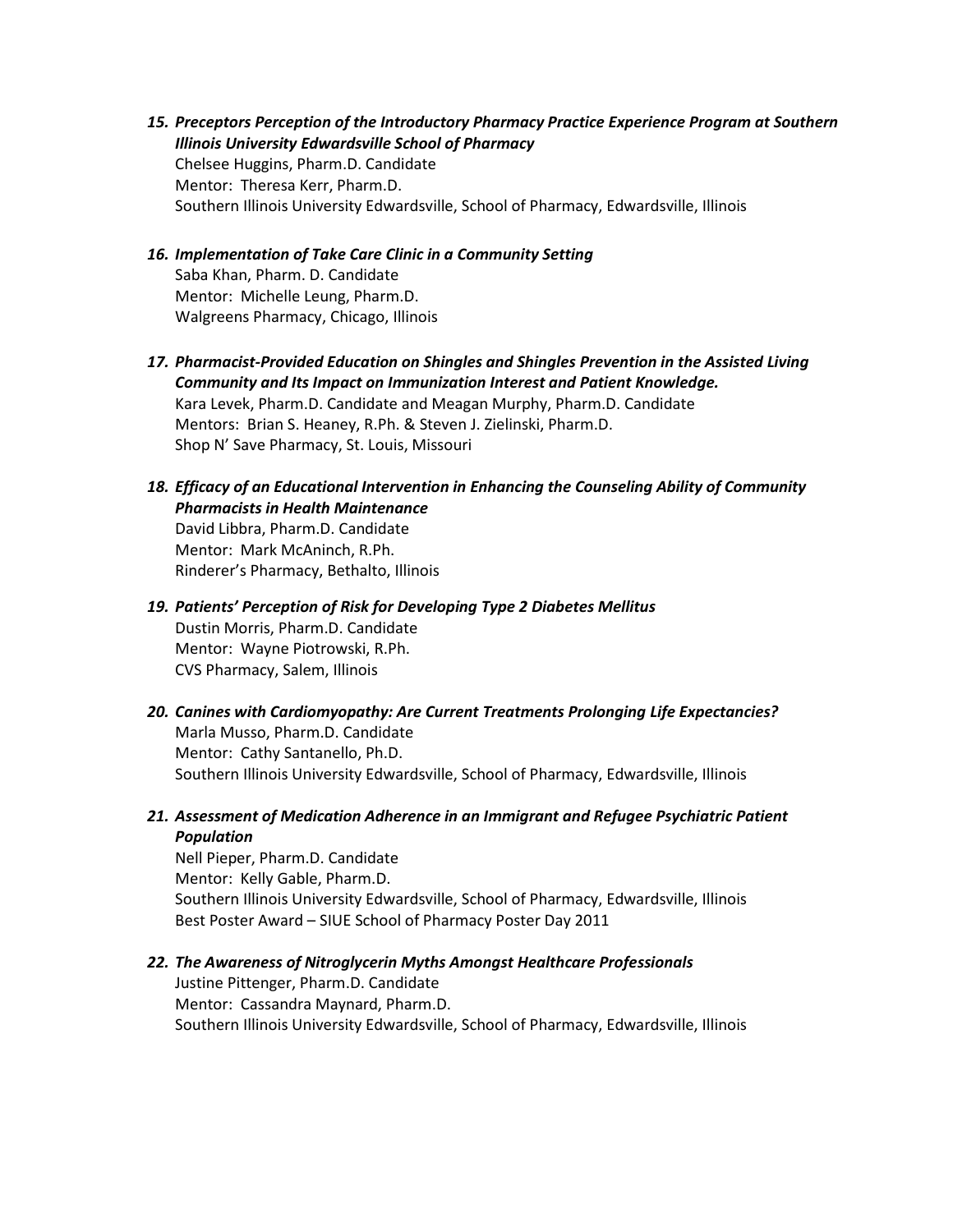15. ***Preceptors Perception of the Introductory Pharmacy Practice Experience Program at Southern Illinois University Edwardsville School of Pharmacy***
    Chelsee Huggins, Pharm.D. Candidate
    Mentor: Theresa Kerr, Pharm.D.
    Southern Illinois University Edwardsville, School of Pharmacy, Edwardsville, Illinois

16. ***Implementation of Take Care Clinic in a Community Setting***
    Saba Khan, Pharm. D. Candidate
    Mentor: Michelle Leung, Pharm.D.
    Walgreens Pharmacy, Chicago, Illinois

17. ***Pharmacist-Provided Education on Shingles and Shingles Prevention in the Assisted Living Community and Its Impact on Immunization Interest and Patient Knowledge.***
    Kara Levek, Pharm.D. Candidate and Meagan Murphy, Pharm.D. Candidate
    Mentors: Brian S. Heaney, R.Ph. & Steven J. Zielinski, Pharm.D.
    Shop N' Save Pharmacy, St. Louis, Missouri

18. ***Efficacy of an Educational Intervention in Enhancing the Counseling Ability of Community Pharmacists in Health Maintenance***
    David Libbra, Pharm.D. Candidate
    Mentor: Mark McAninch, R.Ph.
    Rinderer's Pharmacy, Bethalto, Illinois

19. ***Patients' Perception of Risk for Developing Type 2 Diabetes Mellitus***
    Dustin Morris, Pharm.D. Candidate
    Mentor: Wayne Piotrowski, R.Ph.
    CVS Pharmacy, Salem, Illinois

20. ***Canines with Cardiomyopathy: Are Current Treatments Prolonging Life Expectancies?***
    Marla Musso, Pharm.D. Candidate
    Mentor: Cathy Santanello, Ph.D.
    Southern Illinois University Edwardsville, School of Pharmacy, Edwardsville, Illinois

21. ***Assessment of Medication Adherence in an Immigrant and Refugee Psychiatric Patient Population***
    Nell Pieper, Pharm.D. Candidate
    Mentor: Kelly Gable, Pharm.D.
    Southern Illinois University Edwardsville, School of Pharmacy, Edwardsville, Illinois
    Best Poster Award – SIUE School of Pharmacy Poster Day 2011

22. ***The Awareness of Nitroglycerin Myths Amongst Healthcare Professionals***
    Justine Pittenger, Pharm.D. Candidate
    Mentor: Cassandra Maynard, Pharm.D.
    Southern Illinois University Edwardsville, School of Pharmacy, Edwardsville, Illinois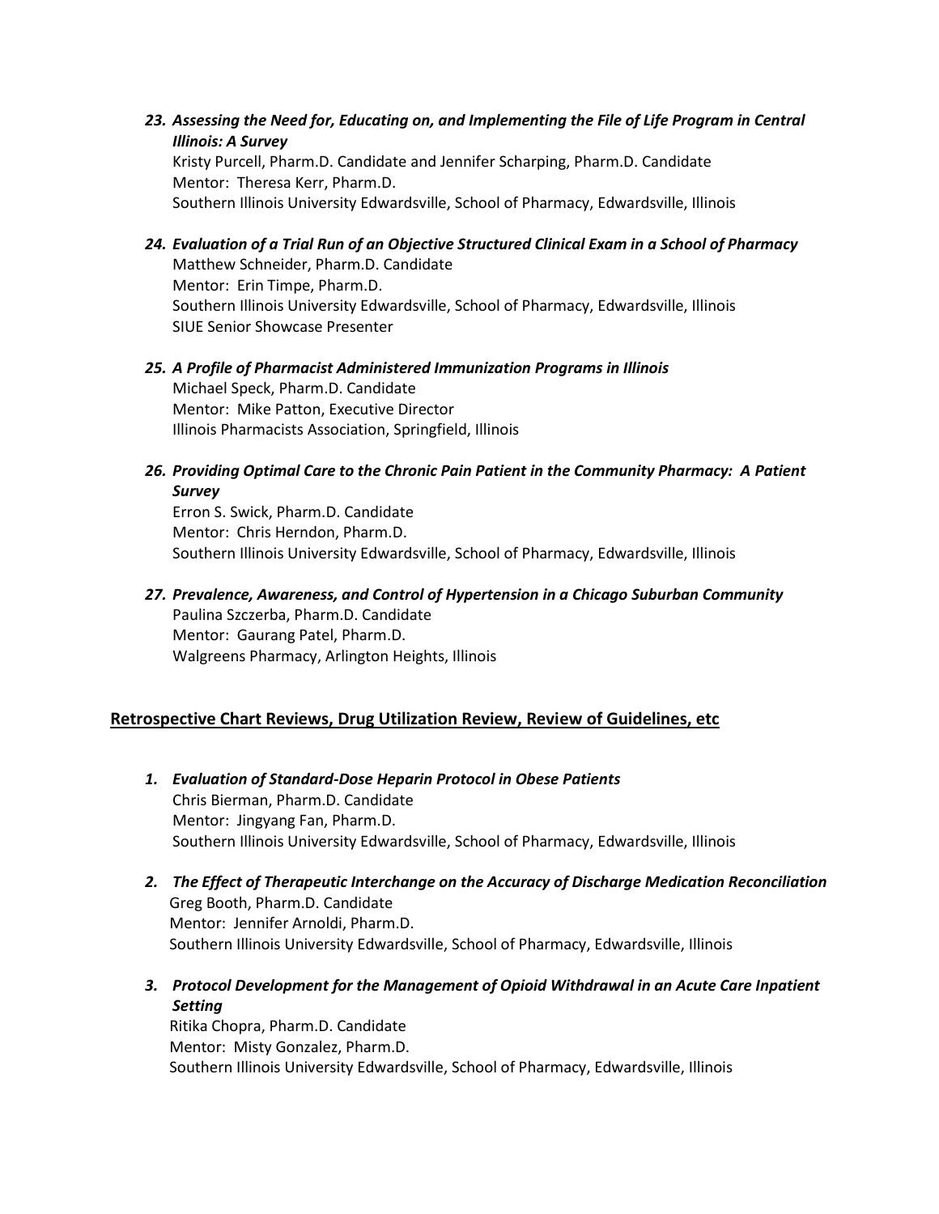23. ***Assessing the Need for, Educating on, and Implementing the File of Life Program in Central Illinois: A Survey***
    Kristy Purcell, Pharm.D. Candidate and Jennifer Scharping, Pharm.D. Candidate
    Mentor: Theresa Kerr, Pharm.D.
    Southern Illinois University Edwardsville, School of Pharmacy, Edwardsville, Illinois

24. ***Evaluation of a Trial Run of an Objective Structured Clinical Exam in a School of Pharmacy***
    Matthew Schneider, Pharm.D. Candidate
    Mentor: Erin Timpe, Pharm.D.
    Southern Illinois University Edwardsville, School of Pharmacy, Edwardsville, Illinois
    SIUE Senior Showcase Presenter

25. ***A Profile of Pharmacist Administered Immunization Programs in Illinois***
    Michael Speck, Pharm.D. Candidate
    Mentor: Mike Patton, Executive Director
    Illinois Pharmacists Association, Springfield, Illinois

26. ***Providing Optimal Care to the Chronic Pain Patient in the Community Pharmacy: A Patient Survey***
    Erron S. Swick, Pharm.D. Candidate
    Mentor: Chris Herndon, Pharm.D.
    Southern Illinois University Edwardsville, School of Pharmacy, Edwardsville, Illinois

27. ***Prevalence, Awareness, and Control of Hypertension in a Chicago Suburban Community***
    Paulina Szczerba, Pharm.D. Candidate
    Mentor: Gaurang Patel, Pharm.D.
    Walgreens Pharmacy, Arlington Heights, Illinois

## **<u>Retrospective Chart Reviews, Drug Utilization Review, Review of Guidelines, etc</u>**

1. ***Evaluation of Standard-Dose Heparin Protocol in Obese Patients***
   Chris Bierman, Pharm.D. Candidate
   Mentor: Jingyang Fan, Pharm.D.
   Southern Illinois University Edwardsville, School of Pharmacy, Edwardsville, Illinois

2. ***The Effect of Therapeutic Interchange on the Accuracy of Discharge Medication Reconciliation***
   Greg Booth, Pharm.D. Candidate
   Mentor: Jennifer Arnoldi, Pharm.D.
   Southern Illinois University Edwardsville, School of Pharmacy, Edwardsville, Illinois

3. ***Protocol Development for the Management of Opioid Withdrawal in an Acute Care Inpatient Setting***
   Ritika Chopra, Pharm.D. Candidate
   Mentor: Misty Gonzalez, Pharm.D.
   Southern Illinois University Edwardsville, School of Pharmacy, Edwardsville, Illinois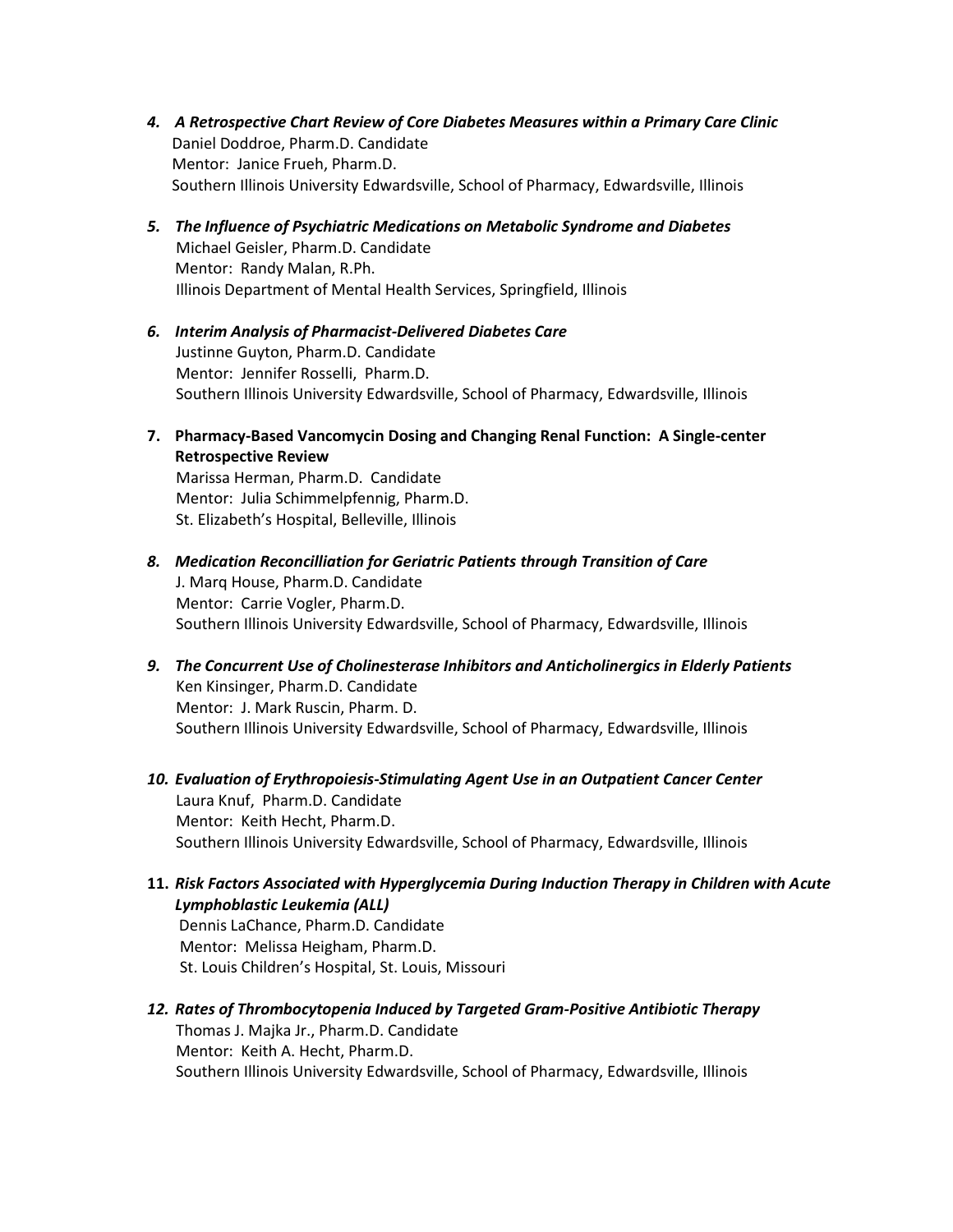4. ***A Retrospective Chart Review of Core Diabetes Measures within a Primary Care Clinic***
   Daniel Doddroe, Pharm.D. Candidate
   Mentor: Janice Frueh, Pharm.D.
   Southern Illinois University Edwardsville, School of Pharmacy, Edwardsville, Illinois

5. ***The Influence of Psychiatric Medications on Metabolic Syndrome and Diabetes***
   Michael Geisler, Pharm.D. Candidate
   Mentor: Randy Malan, R.Ph.
   Illinois Department of Mental Health Services, Springfield, Illinois

6. ***Interim Analysis of Pharmacist-Delivered Diabetes Care***
   Justinne Guyton, Pharm.D. Candidate
   Mentor: Jennifer Rosselli, Pharm.D.
   Southern Illinois University Edwardsville, School of Pharmacy, Edwardsville, Illinois

7. **Pharmacy-Based Vancomycin Dosing and Changing Renal Function: A Single-center Retrospective Review**
   Marissa Herman, Pharm.D. Candidate
   Mentor: Julia Schimmelpfennig, Pharm.D.
   St. Elizabeth's Hospital, Belleville, Illinois

8. ***Medication Reconcilliation for Geriatric Patients through Transition of Care***
   J. Marq House, Pharm.D. Candidate
   Mentor: Carrie Vogler, Pharm.D.
   Southern Illinois University Edwardsville, School of Pharmacy, Edwardsville, Illinois

9. ***The Concurrent Use of Cholinesterase Inhibitors and Anticholinergics in Elderly Patients***
   Ken Kinsinger, Pharm.D. Candidate
   Mentor: J. Mark Ruscin, Pharm. D.
   Southern Illinois University Edwardsville, School of Pharmacy, Edwardsville, Illinois

10. ***Evaluation of Erythropoiesis-Stimulating Agent Use in an Outpatient Cancer Center***
    Laura Knuf, Pharm.D. Candidate
    Mentor: Keith Hecht, Pharm.D.
    Southern Illinois University Edwardsville, School of Pharmacy, Edwardsville, Illinois

11. ***Risk Factors Associated with Hyperglycemia During Induction Therapy in Children with Acute Lymphoblastic Leukemia (ALL)***
    Dennis LaChance, Pharm.D. Candidate
    Mentor: Melissa Heigham, Pharm.D.
    St. Louis Children's Hospital, St. Louis, Missouri

12. ***Rates of Thrombocytopenia Induced by Targeted Gram-Positive Antibiotic Therapy***
    Thomas J. Majka Jr., Pharm.D. Candidate
    Mentor: Keith A. Hecht, Pharm.D.
    Southern Illinois University Edwardsville, School of Pharmacy, Edwardsville, Illinois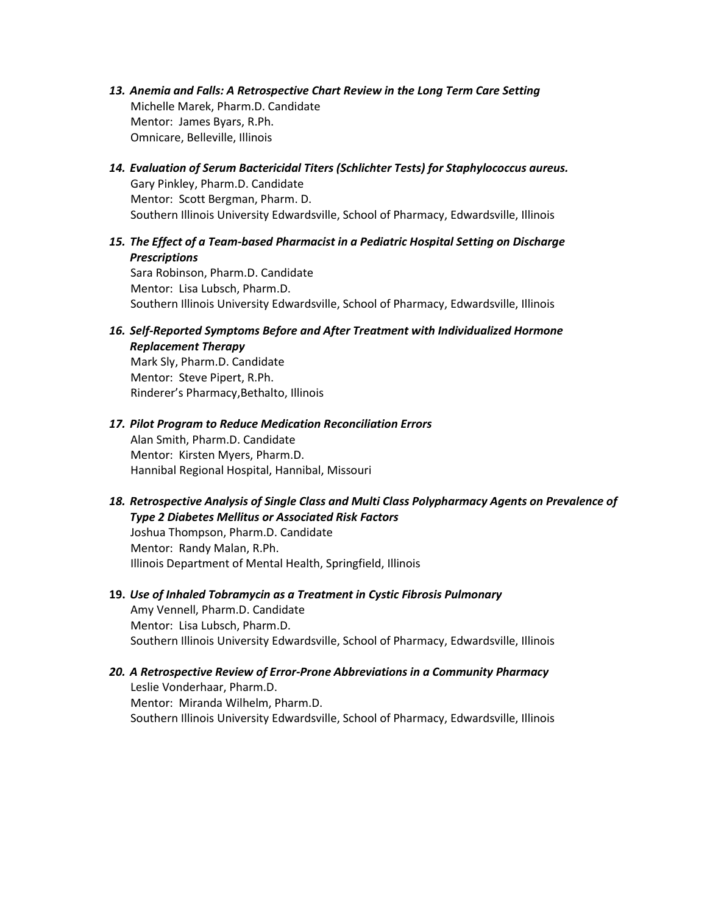13. ***Anemia and Falls: A Retrospective Chart Review in the Long Term Care Setting***
    Michelle Marek, Pharm.D. Candidate
    Mentor: James Byars, R.Ph.
    Omnicare, Belleville, Illinois

14. ***Evaluation of Serum Bactericidal Titers (Schlichter Tests) for Staphylococcus aureus.***
    Gary Pinkley, Pharm.D. Candidate
    Mentor: Scott Bergman, Pharm. D.
    Southern Illinois University Edwardsville, School of Pharmacy, Edwardsville, Illinois

15. ***The Effect of a Team-based Pharmacist in a Pediatric Hospital Setting on Discharge Prescriptions***
    Sara Robinson, Pharm.D. Candidate
    Mentor: Lisa Lubsch, Pharm.D.
    Southern Illinois University Edwardsville, School of Pharmacy, Edwardsville, Illinois

16. ***Self-Reported Symptoms Before and After Treatment with Individualized Hormone Replacement Therapy***
    Mark Sly, Pharm.D. Candidate
    Mentor: Steve Pipert, R.Ph.
    Rinderer's Pharmacy,Bethalto, Illinois

17. ***Pilot Program to Reduce Medication Reconciliation Errors***
    Alan Smith, Pharm.D. Candidate
    Mentor: Kirsten Myers, Pharm.D.
    Hannibal Regional Hospital, Hannibal, Missouri

18. ***Retrospective Analysis of Single Class and Multi Class Polypharmacy Agents on Prevalence of Type 2 Diabetes Mellitus or Associated Risk Factors***
    Joshua Thompson, Pharm.D. Candidate
    Mentor: Randy Malan, R.Ph.
    Illinois Department of Mental Health, Springfield, Illinois

19. ***Use of Inhaled Tobramycin as a Treatment in Cystic Fibrosis Pulmonary***
    Amy Vennell, Pharm.D. Candidate
    Mentor: Lisa Lubsch, Pharm.D.
    Southern Illinois University Edwardsville, School of Pharmacy, Edwardsville, Illinois

20. ***A Retrospective Review of Error-Prone Abbreviations in a Community Pharmacy***
    Leslie Vonderhaar, Pharm.D.
    Mentor: Miranda Wilhelm, Pharm.D.
    Southern Illinois University Edwardsville, School of Pharmacy, Edwardsville, Illinois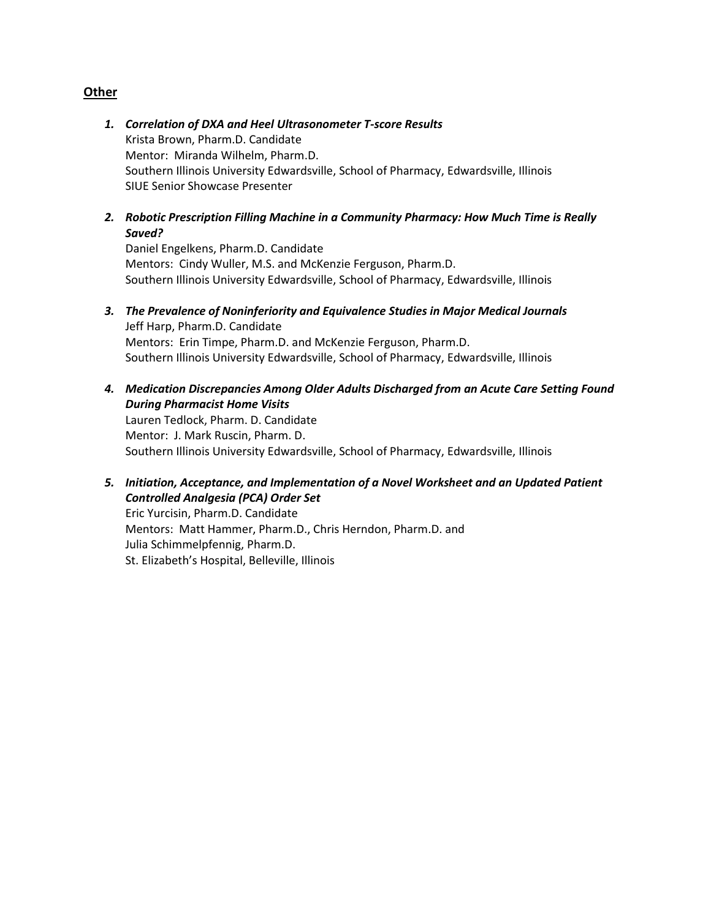## Other

1. ***Correlation of DXA and Heel Ultrasonometer T-score Results***
   Krista Brown, Pharm.D. Candidate
   Mentor: Miranda Wilhelm, Pharm.D.
   Southern Illinois University Edwardsville, School of Pharmacy, Edwardsville, Illinois
   SIUE Senior Showcase Presenter

2. ***Robotic Prescription Filling Machine in a Community Pharmacy: How Much Time is Really Saved?***
   Daniel Engelkens, Pharm.D. Candidate
   Mentors: Cindy Wuller, M.S. and McKenzie Ferguson, Pharm.D.
   Southern Illinois University Edwardsville, School of Pharmacy, Edwardsville, Illinois

3. ***The Prevalence of Noninferiority and Equivalence Studies in Major Medical Journals***
   Jeff Harp, Pharm.D. Candidate
   Mentors: Erin Timpe, Pharm.D. and McKenzie Ferguson, Pharm.D.
   Southern Illinois University Edwardsville, School of Pharmacy, Edwardsville, Illinois

4. ***Medication Discrepancies Among Older Adults Discharged from an Acute Care Setting Found During Pharmacist Home Visits***
   Lauren Tedlock, Pharm. D. Candidate
   Mentor: J. Mark Ruscin, Pharm. D.
   Southern Illinois University Edwardsville, School of Pharmacy, Edwardsville, Illinois

5. ***Initiation, Acceptance, and Implementation of a Novel Worksheet and an Updated Patient Controlled Analgesia (PCA) Order Set***
   Eric Yurcisin, Pharm.D. Candidate
   Mentors: Matt Hammer, Pharm.D., Chris Herndon, Pharm.D. and
   Julia Schimmelpfennig, Pharm.D.
   St. Elizabeth's Hospital, Belleville, Illinois